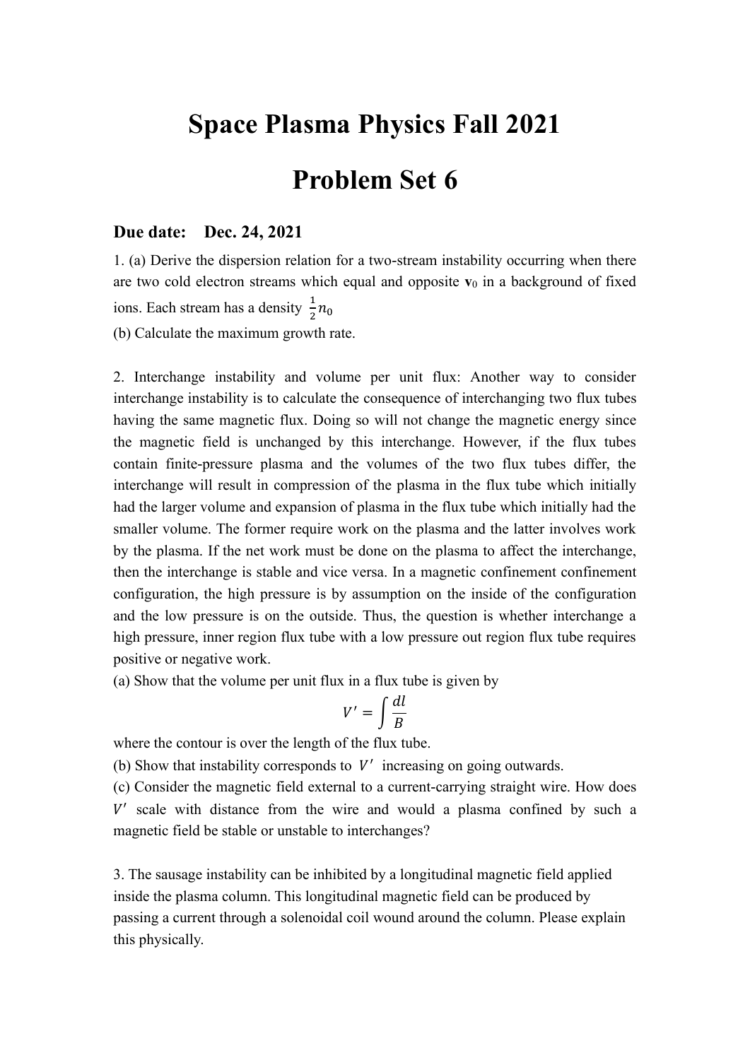# Space Plasma Physics Fall 2021

# Problem Set 6

**Due date: Dec. 24, 2021**

1. (a) Derive the dispersion relation for a two-stream instability occurring when there are two cold electron streams which equal and opposite $\mathbf{v}_0$ in a background of fixed ions. Each stream has a density $\frac{1}{2}n_0$

(b) Calculate the maximum growth rate.

2. Interchange instability and volume per unit flux: Another way to consider interchange instability is to calculate the consequence of interchanging two flux tubes having the same magnetic flux. Doing so will not change the magnetic energy since the magnetic field is unchanged by this interchange. However, if the flux tubes contain finite-pressure plasma and the volumes of the two flux tubes differ, the interchange will result in compression of the plasma in the flux tube which initially had the larger volume and expansion of plasma in the flux tube which initially had the smaller volume. The former require work on the plasma and the latter involves work by the plasma. If the net work must be done on the plasma to affect the interchange, then the interchange is stable and vice versa. In a magnetic confinement confinement configuration, the high pressure is by assumption on the inside of the configuration and the low pressure is on the outside. Thus, the question is whether interchange a high pressure, inner region flux tube with a low pressure out region flux tube requires positive or negative work.

(a) Show that the volume per unit flux in a flux tube is given by

$$V' = \int \frac{dl}{B}$$

where the contour is over the length of the flux tube.

(b) Show that instability corresponds to $V'$ increasing on going outwards.

(c) Consider the magnetic field external to a current-carrying straight wire. How does $V'$ scale with distance from the wire and would a plasma confined by such a magnetic field be stable or unstable to interchanges?

3. The sausage instability can be inhibited by a longitudinal magnetic field applied inside the plasma column. This longitudinal magnetic field can be produced by passing a current through a solenoidal coil wound around the column. Please explain this physically.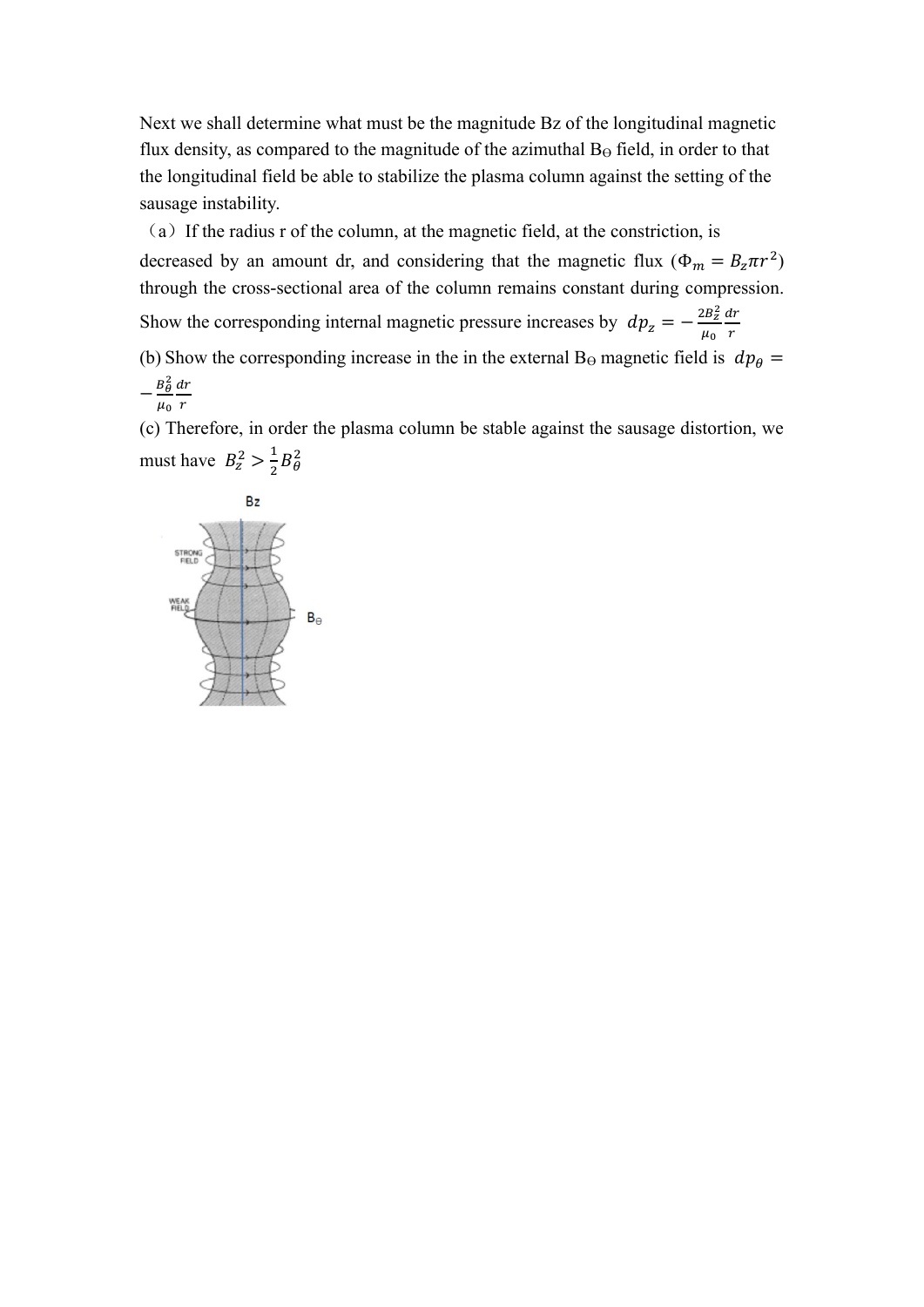Next we shall determine what must be the magnitude Bz of the longitudinal magnetic flux density, as compared to the magnitude of the azimuthal $B_\Theta$ field, in order to that the longitudinal field be able to stabilize the plasma column against the setting of the sausage instability.

（a）If the radius r of the column, at the magnetic field, at the constriction, is decreased by an amount dr, and considering that the magnetic flux ($\Phi_m = B_z \pi r^2$) through the cross-sectional area of the column remains constant during compression. Show the corresponding internal magnetic pressure increases by $dp_z = -\frac{2B_z^2}{\mu_0}\frac{dr}{r}$

(b) Show the corresponding increase in the in the external $B_\Theta$ magnetic field is $dp_\theta = -\frac{B_\theta^2}{\mu_0}\frac{dr}{r}$

(c) Therefore, in order the plasma column be stable against the sausage distortion, we must have $B_z^2 > \frac{1}{2}B_\theta^2$

Bz

STRONG FIELD

WEAK FIELD

$B_\Theta$